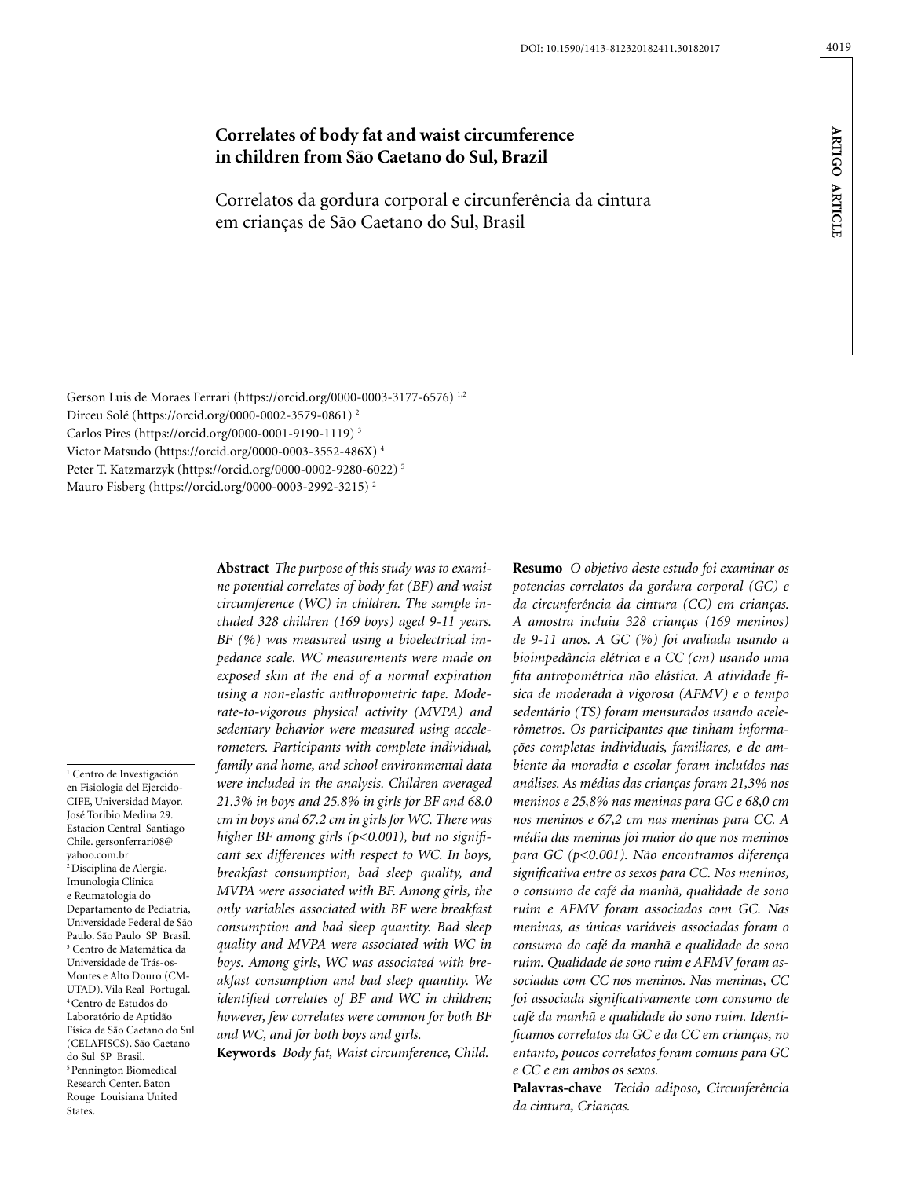# Correlates of body fat and waist circumference in children from São Caetano do Sul, Brazil

## Correlatos da gordura corporal e circunferência da cintura em crianças de São Caetano do Sul, Brasil

Gerson Luis de Moraes Ferrari (https://orcid.org/0000-0003-3177-6576) [1,2]
Dirceu Solé (https://orcid.org/0000-0002-3579-0861) [2]
Carlos Pires (https://orcid.org/0000-0001-9190-1119) [3]
Victor Matsudo (https://orcid.org/0000-0003-3552-486X) [4]
Peter T. Katzmarzyk (https://orcid.org/0000-0002-9280-6022) [5]
Mauro Fisberg (https://orcid.org/0000-0003-2992-3215) [2]

**Abstract** *The purpose of this study was to examine potential correlates of body fat (BF) and waist circumference (WC) in children. The sample included 328 children (169 boys) aged 9-11 years. BF (%) was measured using a bioelectrical impedance scale. WC measurements were made on exposed skin at the end of a normal expiration using a non-elastic anthropometric tape. Moderate-to-vigorous physical activity (MVPA) and sedentary behavior were measured using accelerometers. Participants with complete individual, family and home, and school environmental data were included in the analysis. Children averaged 21.3% in boys and 25.8% in girls for BF and 68.0 cm in boys and 67.2 cm in girls for WC. There was higher BF among girls (p<0.001), but no significant sex differences with respect to WC. In boys, breakfast consumption, bad sleep quality, and MVPA were associated with BF. Among girls, the only variables associated with BF were breakfast consumption and bad sleep quantity. Bad sleep quality and MVPA were associated with WC in boys. Among girls, WC was associated with breakfast consumption and bad sleep quantity. We identified correlates of BF and WC in children; however, few correlates were common for both BF and WC, and for both boys and girls.*

**Keywords** *Body fat, Waist circumference, Child.*

**Resumo** *O objetivo deste estudo foi examinar os potencias correlatos da gordura corporal (GC) e da circunferência da cintura (CC) em crianças. A amostra incluiu 328 crianças (169 meninos) de 9-11 anos. A GC (%) foi avaliada usando a bioimpedância elétrica e a CC (cm) usando uma fita antropométrica não elástica. A atividade física de moderada à vigorosa (AFMV) e o tempo sedentário (TS) foram mensurados usando acelerômetros. Os participantes que tinham informações completas individuais, familiares, e de ambiente da moradia e escolar foram incluídos nas análises. As médias das crianças foram 21,3% nos meninos e 25,8% nas meninas para GC e 68,0 cm nos meninos e 67,2 cm nas meninas para CC. A média das meninas foi maior do que nos meninos para GC (p<0.001). Não encontramos diferença significativa entre os sexos para CC. Nos meninos, o consumo de café da manhã, qualidade de sono ruim e AFMV foram associados com GC. Nas meninas, as únicas variáveis associadas foram o consumo do café da manhã e qualidade de sono ruim. Qualidade de sono ruim e AFMV foram associadas com CC nos meninos. Nas meninas, CC foi associada significativamente com consumo de café da manhã e qualidade do sono ruim. Identificamos correlatos da GC e da CC em crianças, no entanto, poucos correlatos foram comuns para GC e CC e em ambos os sexos.*

**Palavras-chave** *Tecido adiposo, Circunferência da cintura, Crianças.*

[1] Centro de Investigación en Fisiologia del Ejercido-CIFE, Universidad Mayor. José Toribio Medina 29. Estacion Central Santiago Chile. gersonferrari08@yahoo.com.br
[2] Disciplina de Alergia, Imunologia Clínica e Reumatologia do Departamento de Pediatria, Universidade Federal de São Paulo. São Paulo SP Brasil.
[3] Centro de Matemática da Universidade de Trás-os-Montes e Alto Douro (CM-UTAD). Vila Real Portugal.
[4] Centro de Estudos do Laboratório de Aptidão Física de São Caetano do Sul (CELAFISCS). São Caetano do Sul SP Brasil.
[5] Pennington Biomedical Research Center. Baton Rouge Louisiana United States.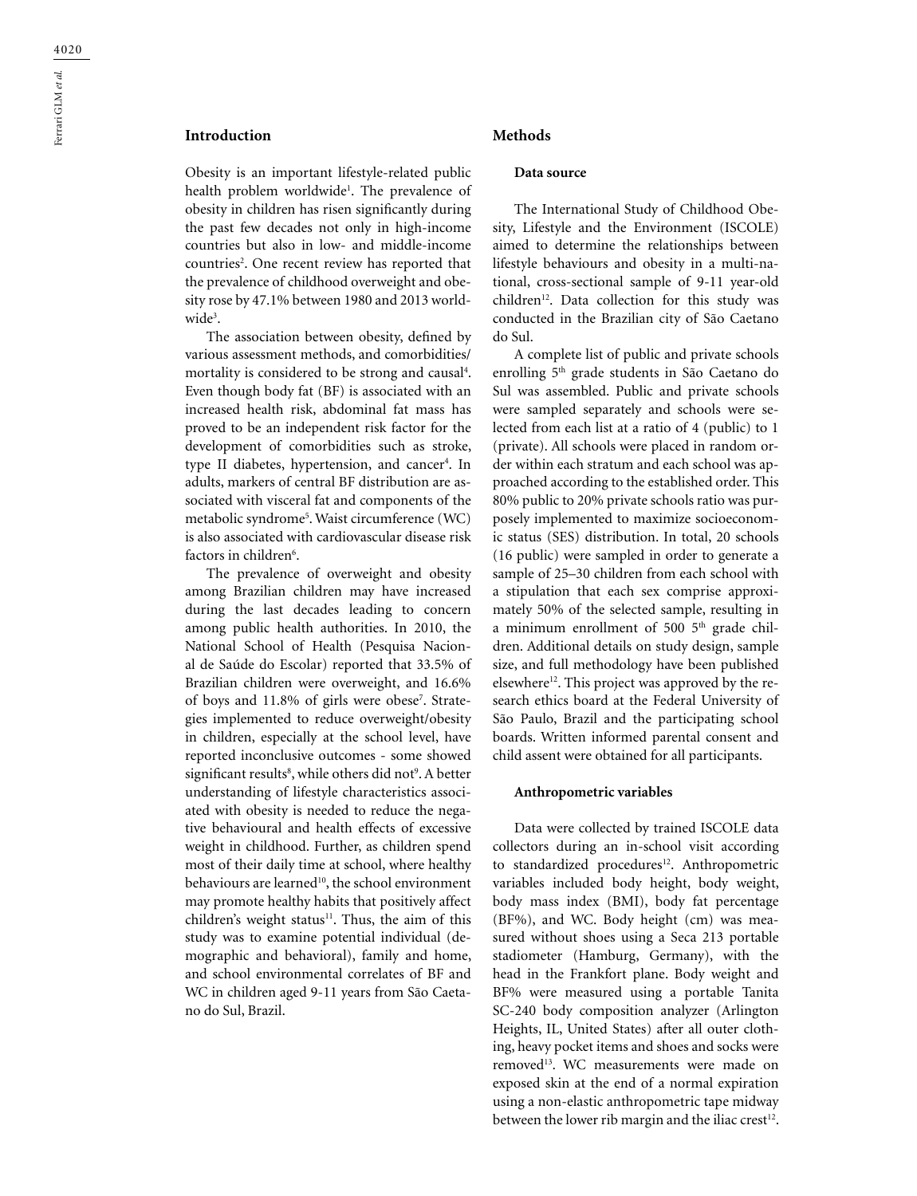## Introduction

Obesity is an important lifestyle-related public health problem worldwide[1]. The prevalence of obesity in children has risen significantly during the past few decades not only in high-income countries but also in low- and middle-income countries[2]. One recent review has reported that the prevalence of childhood overweight and obesity rose by 47.1% between 1980 and 2013 worldwide[3].

The association between obesity, defined by various assessment methods, and comorbidities/mortality is considered to be strong and causal[4]. Even though body fat (BF) is associated with an increased health risk, abdominal fat mass has proved to be an independent risk factor for the development of comorbidities such as stroke, type II diabetes, hypertension, and cancer[4]. In adults, markers of central BF distribution are associated with visceral fat and components of the metabolic syndrome[5]. Waist circumference (WC) is also associated with cardiovascular disease risk factors in children[6].

The prevalence of overweight and obesity among Brazilian children may have increased during the last decades leading to concern among public health authorities. In 2010, the National School of Health (Pesquisa Nacional de Saúde do Escolar) reported that 33.5% of Brazilian children were overweight, and 16.6% of boys and 11.8% of girls were obese[7]. Strategies implemented to reduce overweight/obesity in children, especially at the school level, have reported inconclusive outcomes - some showed significant results[8], while others did not[9]. A better understanding of lifestyle characteristics associated with obesity is needed to reduce the negative behavioural and health effects of excessive weight in childhood. Further, as children spend most of their daily time at school, where healthy behaviours are learned[10], the school environment may promote healthy habits that positively affect children's weight status[11]. Thus, the aim of this study was to examine potential individual (demographic and behavioral), family and home, and school environmental correlates of BF and WC in children aged 9-11 years from São Caetano do Sul, Brazil.

## Methods

### Data source

The International Study of Childhood Obesity, Lifestyle and the Environment (ISCOLE) aimed to determine the relationships between lifestyle behaviours and obesity in a multi-national, cross-sectional sample of 9-11 year-old children[12]. Data collection for this study was conducted in the Brazilian city of São Caetano do Sul.

A complete list of public and private schools enrolling 5th grade students in São Caetano do Sul was assembled. Public and private schools were sampled separately and schools were selected from each list at a ratio of 4 (public) to 1 (private). All schools were placed in random order within each stratum and each school was approached according to the established order. This 80% public to 20% private schools ratio was purposely implemented to maximize socioeconomic status (SES) distribution. In total, 20 schools (16 public) were sampled in order to generate a sample of 25–30 children from each school with a stipulation that each sex comprise approximately 50% of the selected sample, resulting in a minimum enrollment of 500 5th grade children. Additional details on study design, sample size, and full methodology have been published elsewhere[12]. This project was approved by the research ethics board at the Federal University of São Paulo, Brazil and the participating school boards. Written informed parental consent and child assent were obtained for all participants.

### Anthropometric variables

Data were collected by trained ISCOLE data collectors during an in-school visit according to standardized procedures[12]. Anthropometric variables included body height, body weight, body mass index (BMI), body fat percentage (BF%), and WC. Body height (cm) was measured without shoes using a Seca 213 portable stadiometer (Hamburg, Germany), with the head in the Frankfort plane. Body weight and BF% were measured using a portable Tanita SC-240 body composition analyzer (Arlington Heights, IL, United States) after all outer clothing, heavy pocket items and shoes and socks were removed[13]. WC measurements were made on exposed skin at the end of a normal expiration using a non-elastic anthropometric tape midway between the lower rib margin and the iliac crest[12].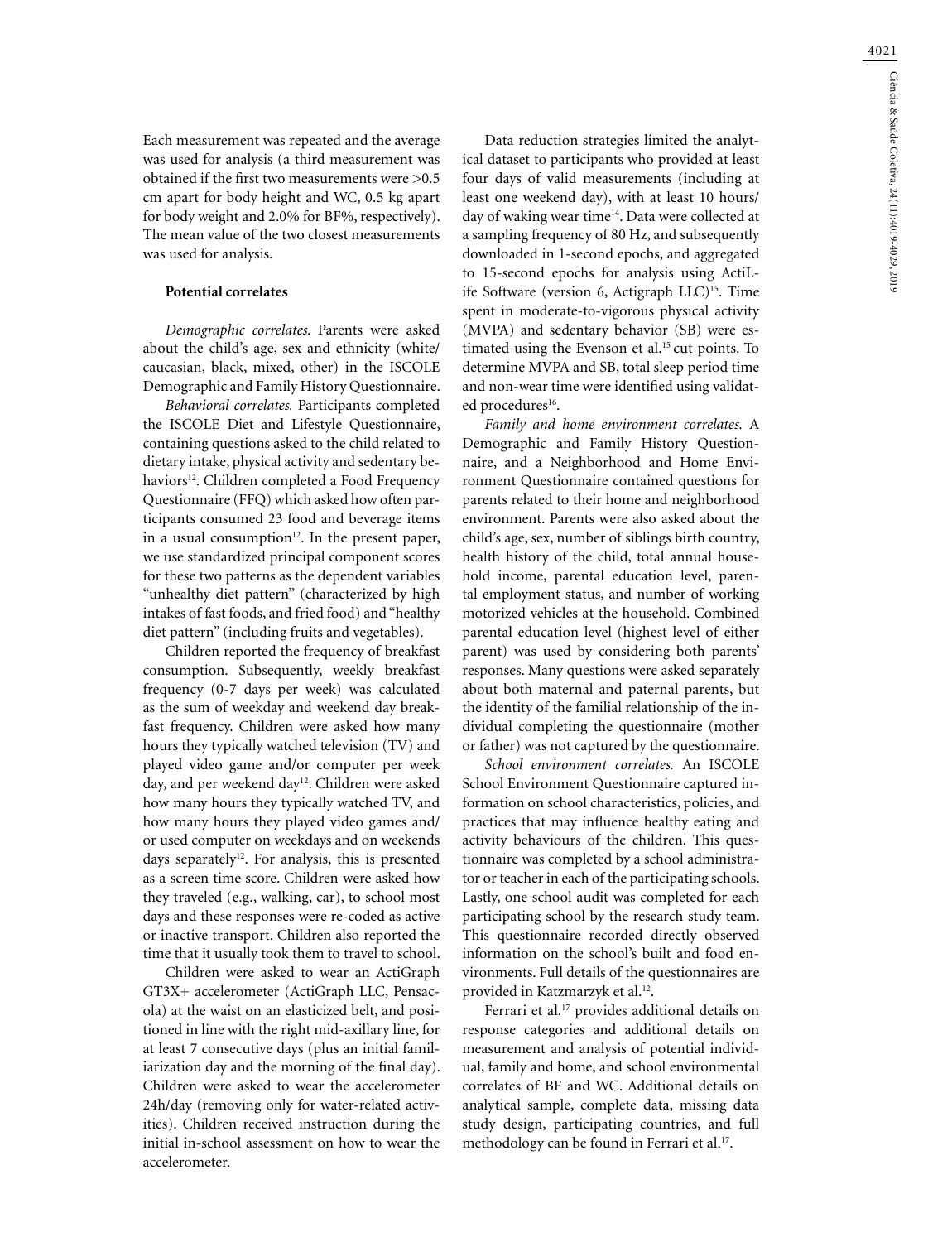Each measurement was repeated and the average was used for analysis (a third measurement was obtained if the first two measurements were >0.5 cm apart for body height and WC, 0.5 kg apart for body weight and 2.0% for BF%, respectively). The mean value of the two closest measurements was used for analysis.

### Potential correlates

*Demographic correlates.* Parents were asked about the child's age, sex and ethnicity (white/caucasian, black, mixed, other) in the ISCOLE Demographic and Family History Questionnaire.

*Behavioral correlates.* Participants completed the ISCOLE Diet and Lifestyle Questionnaire, containing questions asked to the child related to dietary intake, physical activity and sedentary behaviors[12]. Children completed a Food Frequency Questionnaire (FFQ) which asked how often participants consumed 23 food and beverage items in a usual consumption[12]. In the present paper, we use standardized principal component scores for these two patterns as the dependent variables "unhealthy diet pattern" (characterized by high intakes of fast foods, and fried food) and "healthy diet pattern" (including fruits and vegetables).

Children reported the frequency of breakfast consumption. Subsequently, weekly breakfast frequency (0-7 days per week) was calculated as the sum of weekday and weekend day breakfast frequency. Children were asked how many hours they typically watched television (TV) and played video game and/or computer per week day, and per weekend day[12]. Children were asked how many hours they typically watched TV, and how many hours they played video games and/or used computer on weekdays and on weekends days separately[12]. For analysis, this is presented as a screen time score. Children were asked how they traveled (e.g., walking, car), to school most days and these responses were re-coded as active or inactive transport. Children also reported the time that it usually took them to travel to school.

Children were asked to wear an ActiGraph GT3X+ accelerometer (ActiGraph LLC, Pensacola) at the waist on an elasticized belt, and positioned in line with the right mid-axillary line, for at least 7 consecutive days (plus an initial familiarization day and the morning of the final day). Children were asked to wear the accelerometer 24h/day (removing only for water-related activities). Children received instruction during the initial in-school assessment on how to wear the accelerometer.

Data reduction strategies limited the analytical dataset to participants who provided at least four days of valid measurements (including at least one weekend day), with at least 10 hours/day of waking wear time[14]. Data were collected at a sampling frequency of 80 Hz, and subsequently downloaded in 1-second epochs, and aggregated to 15-second epochs for analysis using ActiLife Software (version 6, Actigraph LLC)[15]. Time spent in moderate-to-vigorous physical activity (MVPA) and sedentary behavior (SB) were estimated using the Evenson et al.[15] cut points. To determine MVPA and SB, total sleep period time and non-wear time were identified using validated procedures[16].

*Family and home environment correlates.* A Demographic and Family History Questionnaire, and a Neighborhood and Home Environment Questionnaire contained questions for parents related to their home and neighborhood environment. Parents were also asked about the child's age, sex, number of siblings birth country, health history of the child, total annual household income, parental education level, parental employment status, and number of working motorized vehicles at the household. Combined parental education level (highest level of either parent) was used by considering both parents' responses. Many questions were asked separately about both maternal and paternal parents, but the identity of the familial relationship of the individual completing the questionnaire (mother or father) was not captured by the questionnaire.

*School environment correlates.* An ISCOLE School Environment Questionnaire captured information on school characteristics, policies, and practices that may influence healthy eating and activity behaviours of the children. This questionnaire was completed by a school administrator or teacher in each of the participating schools. Lastly, one school audit was completed for each participating school by the research study team. This questionnaire recorded directly observed information on the school's built and food environments. Full details of the questionnaires are provided in Katzmarzyk et al.[12].

Ferrari et al.[17] provides additional details on response categories and additional details on measurement and analysis of potential individual, family and home, and school environmental correlates of BF and WC. Additional details on analytical sample, complete data, missing data study design, participating countries, and full methodology can be found in Ferrari et al.[17].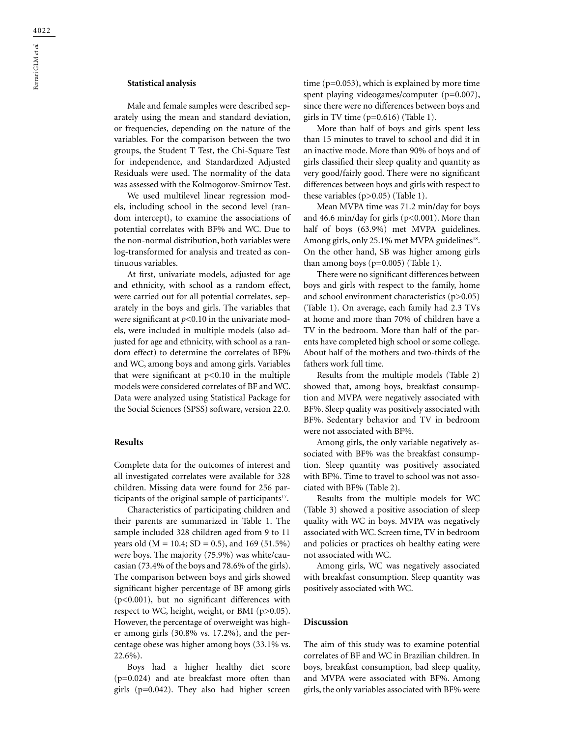## Statistical analysis

Male and female samples were described separately using the mean and standard deviation, or frequencies, depending on the nature of the variables. For the comparison between the two groups, the Student T Test, the Chi-Square Test for independence, and Standardized Adjusted Residuals were used. The normality of the data was assessed with the Kolmogorov-Smirnov Test.

We used multilevel linear regression models, including school in the second level (random intercept), to examine the associations of potential correlates with BF% and WC. Due to the non-normal distribution, both variables were log-transformed for analysis and treated as continuous variables.

At first, univariate models, adjusted for age and ethnicity, with school as a random effect, were carried out for all potential correlates, separately in the boys and girls. The variables that were significant at $p<0.10$ in the univariate models, were included in multiple models (also adjusted for age and ethnicity, with school as a random effect) to determine the correlates of BF% and WC, among boys and among girls. Variables that were significant at $p<0.10$ in the multiple models were considered correlates of BF and WC. Data were analyzed using Statistical Package for the Social Sciences (SPSS) software, version 22.0.

## Results

Complete data for the outcomes of interest and all investigated correlates were available for 328 children. Missing data were found for 256 participants of the original sample of participants[17].

Characteristics of participating children and their parents are summarized in Table 1. The sample included 328 children aged from 9 to 11 years old (M = 10.4; SD = 0.5), and 169 (51.5%) were boys. The majority (75.9%) was white/caucasian (73.4% of the boys and 78.6% of the girls). The comparison between boys and girls showed significant higher percentage of BF among girls ($p<0.001$), but no significant differences with respect to WC, height, weight, or BMI ($p>0.05$). However, the percentage of overweight was higher among girls (30.8% vs. 17.2%), and the percentage obese was higher among boys (33.1% vs. 22.6%).

Boys had a higher healthy diet score ($p=0.024$) and ate breakfast more often than girls ($p=0.042$). They also had higher screen time ($p=0.053$), which is explained by more time spent playing videogames/computer ($p=0.007$), since there were no differences between boys and girls in TV time ($p=0.616$) (Table 1).

More than half of boys and girls spent less than 15 minutes to travel to school and did it in an inactive mode. More than 90% of boys and of girls classified their sleep quality and quantity as very good/fairly good. There were no significant differences between boys and girls with respect to these variables ($p>0.05$) (Table 1).

Mean MVPA time was 71.2 min/day for boys and 46.6 min/day for girls ($p<0.001$). More than half of boys (63.9%) met MVPA guidelines. Among girls, only 25.1% met MVPA guidelines[18]. On the other hand, SB was higher among girls than among boys ($p=0.005$) (Table 1).

There were no significant differences between boys and girls with respect to the family, home and school environment characteristics ($p>0.05$) (Table 1). On average, each family had 2.3 TVs at home and more than 70% of children have a TV in the bedroom. More than half of the parents have completed high school or some college. About half of the mothers and two-thirds of the fathers work full time.

Results from the multiple models (Table 2) showed that, among boys, breakfast consumption and MVPA were negatively associated with BF%. Sleep quality was positively associated with BF%. Sedentary behavior and TV in bedroom were not associated with BF%.

Among girls, the only variable negatively associated with BF% was the breakfast consumption. Sleep quantity was positively associated with BF%. Time to travel to school was not associated with BF% (Table 2).

Results from the multiple models for WC (Table 3) showed a positive association of sleep quality with WC in boys. MVPA was negatively associated with WC. Screen time, TV in bedroom and policies or practices oh healthy eating were not associated with WC.

Among girls, WC was negatively associated with breakfast consumption. Sleep quantity was positively associated with WC.

## Discussion

The aim of this study was to examine potential correlates of BF and WC in Brazilian children. In boys, breakfast consumption, bad sleep quality, and MVPA were associated with BF%. Among girls, the only variables associated with BF% were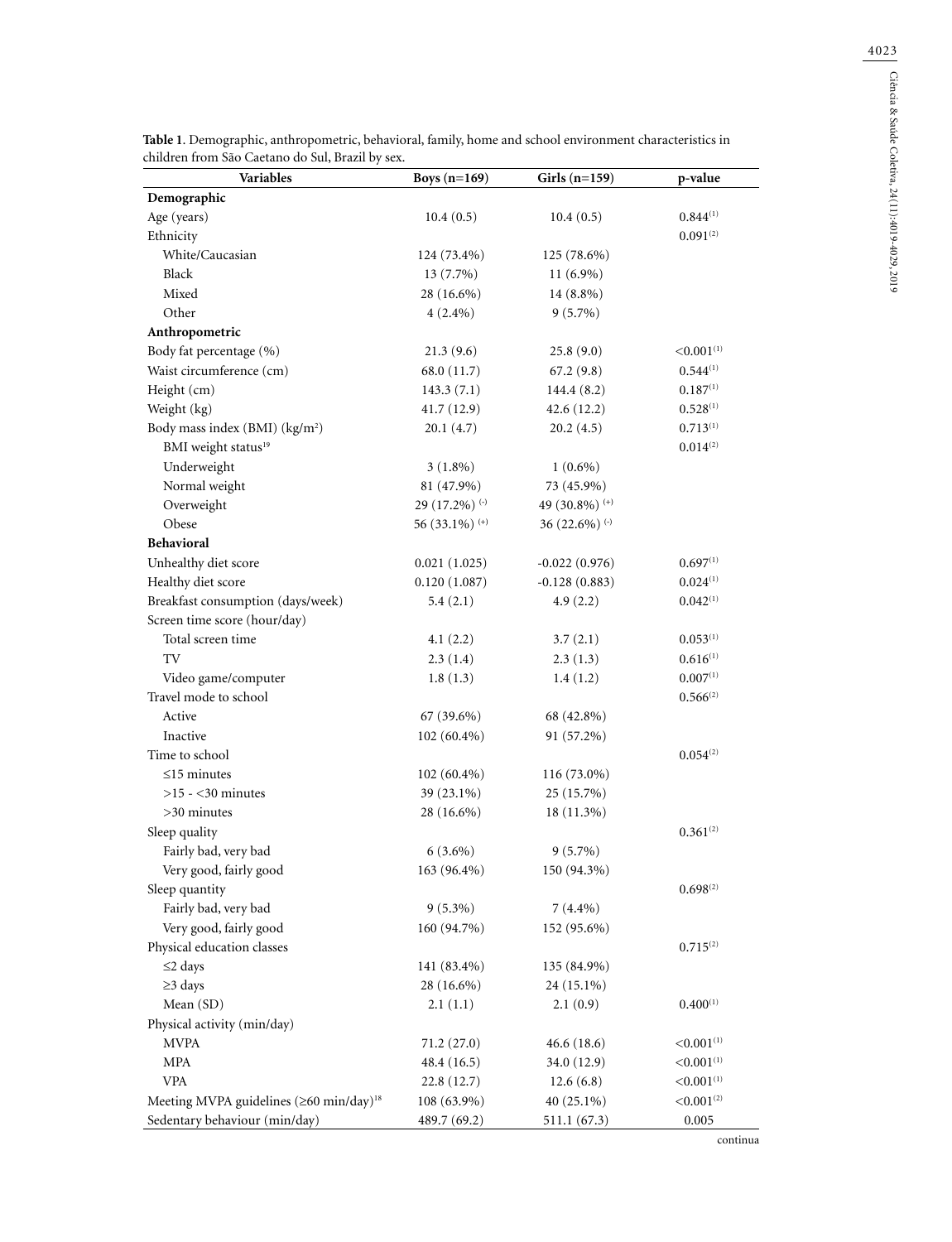**Table 1**. Demographic, anthropometric, behavioral, family, home and school environment characteristics in children from São Caetano do Sul, Brazil by sex.

| Variables | Boys (n=169) | Girls (n=159) | p-value |
|---|---|---|---|
| **Demographic** | | | |
| Age (years) | 10.4 (0.5) | 10.4 (0.5) | 0.844(1) |
| Ethnicity | | | 0.091(2) |
| White/Caucasian | 124 (73.4%) | 125 (78.6%) | |
| Black | 13 (7.7%) | 11 (6.9%) | |
| Mixed | 28 (16.6%) | 14 (8.8%) | |
| Other | 4 (2.4%) | 9 (5.7%) | |
| **Anthropometric** | | | |
| Body fat percentage (%) | 21.3 (9.6) | 25.8 (9.0) | <0.001(1) |
| Waist circumference (cm) | 68.0 (11.7) | 67.2 (9.8) | 0.544(1) |
| Height (cm) | 143.3 (7.1) | 144.4 (8.2) | 0.187(1) |
| Weight (kg) | 41.7 (12.9) | 42.6 (12.2) | 0.528(1) |
| Body mass index (BMI) (kg/m$^2$) | 20.1 (4.7) | 20.2 (4.5) | 0.713(1) |
| BMI weight status[19] | | | 0.014(2) |
| Underweight | 3 (1.8%) | 1 (0.6%) | |
| Normal weight | 81 (47.9%) | 73 (45.9%) | |
| Overweight | 29 (17.2%) (-) | 49 (30.8%) (+) | |
| Obese | 56 (33.1%) (+) | 36 (22.6%) (-) | |
| **Behavioral** | | | |
| Unhealthy diet score | 0.021 (1.025) | -0.022 (0.976) | 0.697(1) |
| Healthy diet score | 0.120 (1.087) | -0.128 (0.883) | 0.024(1) |
| Breakfast consumption (days/week) | 5.4 (2.1) | 4.9 (2.2) | 0.042(1) |
| Screen time score (hour/day) | | | |
| Total screen time | 4.1 (2.2) | 3.7 (2.1) | 0.053(1) |
| TV | 2.3 (1.4) | 2.3 (1.3) | 0.616(1) |
| Video game/computer | 1.8 (1.3) | 1.4 (1.2) | 0.007(1) |
| Travel mode to school | | | 0.566(2) |
| Active | 67 (39.6%) | 68 (42.8%) | |
| Inactive | 102 (60.4%) | 91 (57.2%) | |
| Time to school | | | 0.054(2) |
| ≤15 minutes | 102 (60.4%) | 116 (73.0%) | |
| >15 - <30 minutes | 39 (23.1%) | 25 (15.7%) | |
| >30 minutes | 28 (16.6%) | 18 (11.3%) | |
| Sleep quality | | | 0.361(2) |
| Fairly bad, very bad | 6 (3.6%) | 9 (5.7%) | |
| Very good, fairly good | 163 (96.4%) | 150 (94.3%) | |
| Sleep quantity | | | 0.698(2) |
| Fairly bad, very bad | 9 (5.3%) | 7 (4.4%) | |
| Very good, fairly good | 160 (94.7%) | 152 (95.6%) | |
| Physical education classes | | | 0.715(2) |
| ≤2 days | 141 (83.4%) | 135 (84.9%) | |
| ≥3 days | 28 (16.6%) | 24 (15.1%) | |
| Mean (SD) | 2.1 (1.1) | 2.1 (0.9) | 0.400(1) |
| Physical activity (min/day) | | | |
| MVPA | 71.2 (27.0) | 46.6 (18.6) | <0.001(1) |
| MPA | 48.4 (16.5) | 34.0 (12.9) | <0.001(1) |
| VPA | 22.8 (12.7) | 12.6 (6.8) | <0.001(1) |
| Meeting MVPA guidelines (≥60 min/day)[18] | 108 (63.9%) | 40 (25.1%) | <0.001(2) |
| Sedentary behaviour (min/day) | 489.7 (69.2) | 511.1 (67.3) | 0.005 |

continua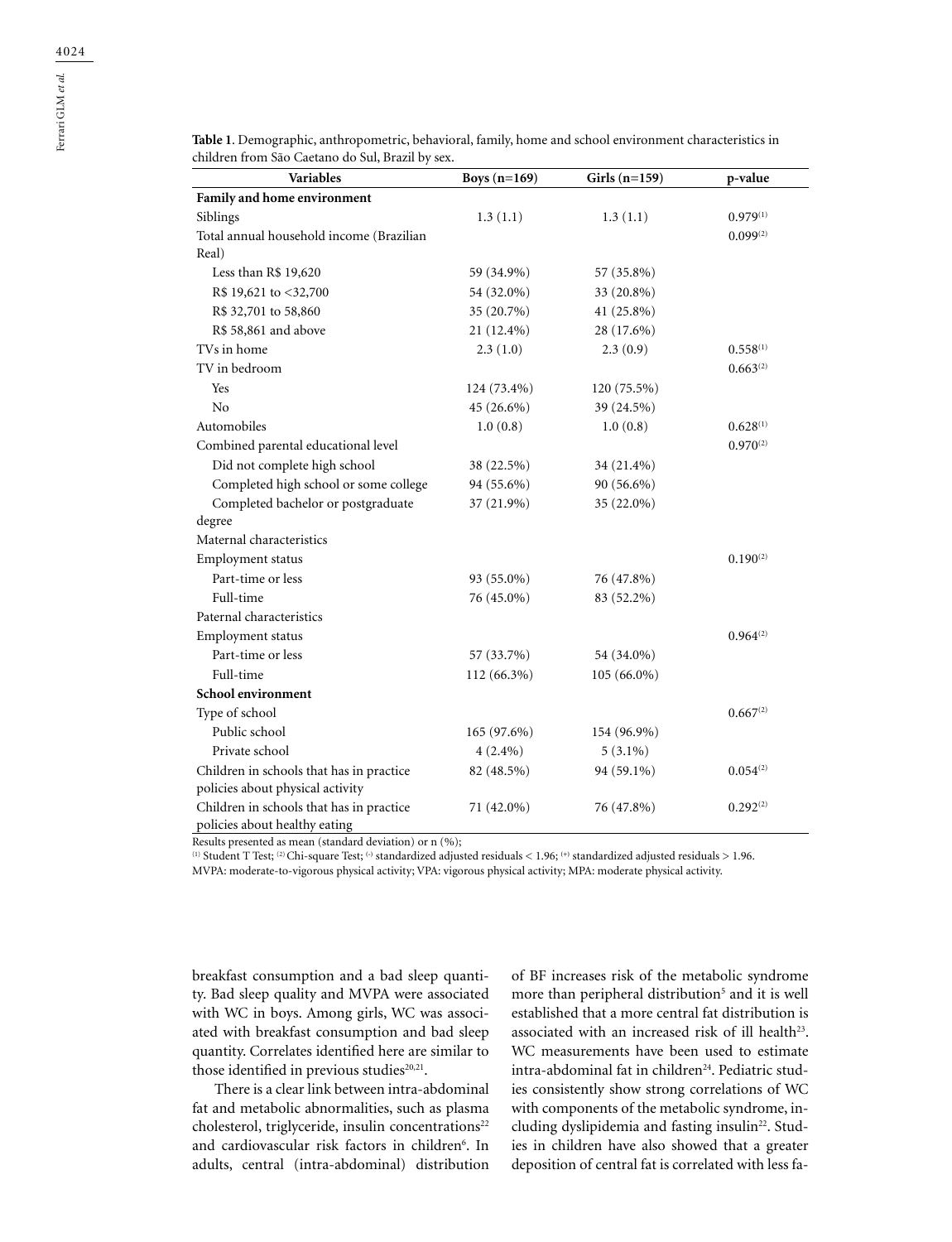**Table 1**. Demographic, anthropometric, behavioral, family, home and school environment characteristics in children from São Caetano do Sul, Brazil by sex.

| Variables | Boys (n=169) | Girls (n=159) | p-value |
|---|---|---|---|
| **Family and home environment** | | | |
| Siblings | 1.3 (1.1) | 1.3 (1.1) | 0.979[(1)] |
| Total annual household income (Brazilian Real) | | | 0.099[(2)] |
| Less than R$ 19,620 | 59 (34.9%) | 57 (35.8%) | |
| R$ 19,621 to <32,700 | 54 (32.0%) | 33 (20.8%) | |
| R$ 32,701 to 58,860 | 35 (20.7%) | 41 (25.8%) | |
| R$ 58,861 and above | 21 (12.4%) | 28 (17.6%) | |
| TVs in home | 2.3 (1.0) | 2.3 (0.9) | 0.558[(1)] |
| TV in bedroom | | | 0.663[(2)] |
| Yes | 124 (73.4%) | 120 (75.5%) | |
| No | 45 (26.6%) | 39 (24.5%) | |
| Automobiles | 1.0 (0.8) | 1.0 (0.8) | 0.628[(1)] |
| Combined parental educational level | | | 0.970[(2)] |
| Did not complete high school | 38 (22.5%) | 34 (21.4%) | |
| Completed high school or some college | 94 (55.6%) | 90 (56.6%) | |
| Completed bachelor or postgraduate degree | 37 (21.9%) | 35 (22.0%) | |
| Maternal characteristics | | | |
| Employment status | | | 0.190[(2)] |
| Part-time or less | 93 (55.0%) | 76 (47.8%) | |
| Full-time | 76 (45.0%) | 83 (52.2%) | |
| Paternal characteristics | | | |
| Employment status | | | 0.964[(2)] |
| Part-time or less | 57 (33.7%) | 54 (34.0%) | |
| Full-time | 112 (66.3%) | 105 (66.0%) | |
| **School environment** | | | |
| Type of school | | | 0.667[(2)] |
| Public school | 165 (97.6%) | 154 (96.9%) | |
| Private school | 4 (2.4%) | 5 (3.1%) | |
| Children in schools that has in practice policies about physical activity | 82 (48.5%) | 94 (59.1%) | 0.054[(2)] |
| Children in schools that has in practice policies about healthy eating | 71 (42.0%) | 76 (47.8%) | 0.292[(2)] |

Results presented as mean (standard deviation) or n (%);
[(1)] Student T Test; [(2)] Chi-square Test; [(-)] standardized adjusted residuals < 1.96; [(+)] standardized adjusted residuals > 1.96.
MVPA: moderate-to-vigorous physical activity; VPA: vigorous physical activity; MPA: moderate physical activity.

breakfast consumption and a bad sleep quantity. Bad sleep quality and MVPA were associated with WC in boys. Among girls, WC was associated with breakfast consumption and bad sleep quantity. Correlates identified here are similar to those identified in previous studies[20,21].

There is a clear link between intra-abdominal fat and metabolic abnormalities, such as plasma cholesterol, triglyceride, insulin concentrations[22] and cardiovascular risk factors in children[6]. In adults, central (intra-abdominal) distribution of BF increases risk of the metabolic syndrome more than peripheral distribution[5] and it is well established that a more central fat distribution is associated with an increased risk of ill health[23]. WC measurements have been used to estimate intra-abdominal fat in children[24]. Pediatric studies consistently show strong correlations of WC with components of the metabolic syndrome, including dyslipidemia and fasting insulin[22]. Studies in children have also showed that a greater deposition of central fat is correlated with less fa-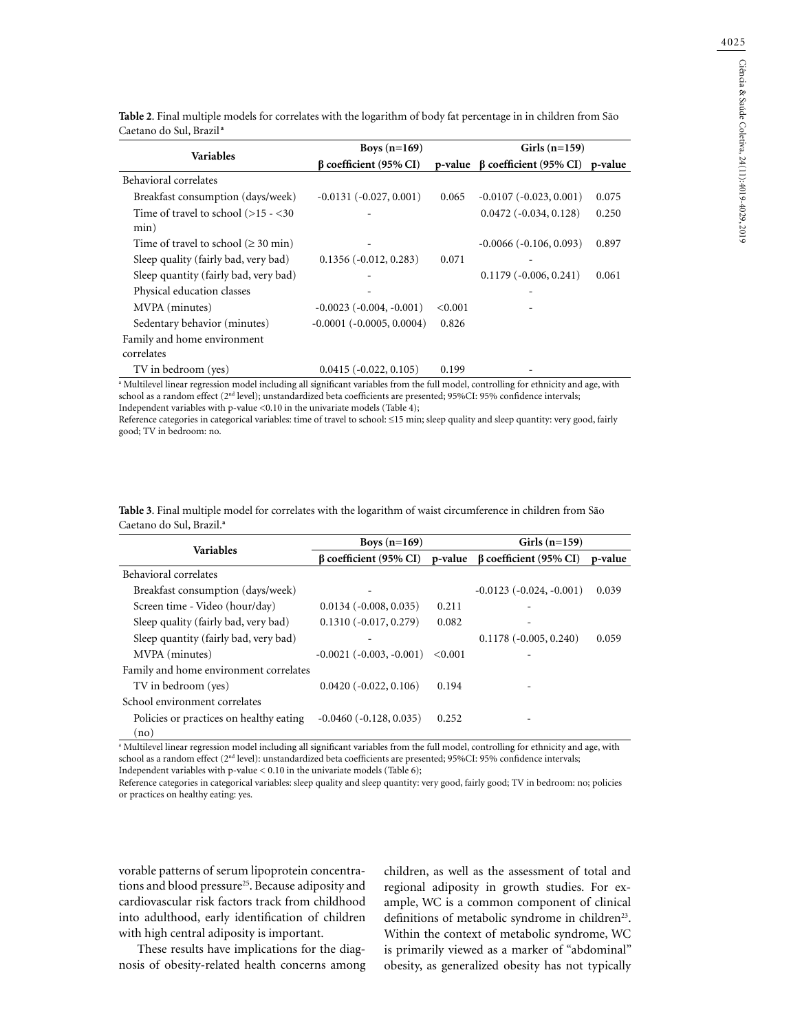**Table 2**. Final multiple models for correlates with the logarithm of body fat percentage in in children from São Caetano do Sul, Brazil[a]

| Variables | Boys (n=169) | | Girls (n=159) | |
|---|---|---|---|---|
| | β coefficient (95% CI) | p-value | β coefficient (95% CI) | p-value |
| Behavioral correlates | | | | |
| Breakfast consumption (days/week) | -0.0131 (-0.027, 0.001) | 0.065 | -0.0107 (-0.023, 0.001) | 0.075 |
| Time of travel to school (>15 - <30 min) | - | | 0.0472 (-0.034, 0.128) | 0.250 |
| Time of travel to school (≥ 30 min) | - | | -0.0066 (-0.106, 0.093) | 0.897 |
| Sleep quality (fairly bad, very bad) | 0.1356 (-0.012, 0.283) | 0.071 | - | |
| Sleep quantity (fairly bad, very bad) | - | | 0.1179 (-0.006, 0.241) | 0.061 |
| Physical education classes | - | | - | |
| MVPA (minutes) | -0.0023 (-0.004, -0.001) | <0.001 | - | |
| Sedentary behavior (minutes) | -0.0001 (-0.0005, 0.0004) | 0.826 | | |
| Family and home environment correlates | | | | |
| TV in bedroom (yes) | 0.0415 (-0.022, 0.105) | 0.199 | - | |

[a] Multilevel linear regression model including all significant variables from the full model, controlling for ethnicity and age, with school as a random effect (2nd level); unstandardized beta coefficients are presented; 95%CI: 95% confidence intervals; Independent variables with p-value <0.10 in the univariate models (Table 4);
Reference categories in categorical variables: time of travel to school: ≤15 min; sleep quality and sleep quantity: very good, fairly good; TV in bedroom: no.

**Table 3**. Final multiple model for correlates with the logarithm of waist circumference in children from São Caetano do Sul, Brazil.[a]

| Variables | Boys (n=169) | | Girls (n=159) | |
|---|---|---|---|---|
| | β coefficient (95% CI) | p-value | β coefficient (95% CI) | p-value |
| Behavioral correlates | | | | |
| Breakfast consumption (days/week) | - | | -0.0123 (-0.024, -0.001) | 0.039 |
| Screen time - Video (hour/day) | 0.0134 (-0.008, 0.035) | 0.211 | - | |
| Sleep quality (fairly bad, very bad) | 0.1310 (-0.017, 0.279) | 0.082 | - | |
| Sleep quantity (fairly bad, very bad) | - | | 0.1178 (-0.005, 0.240) | 0.059 |
| MVPA (minutes) | -0.0021 (-0.003, -0.001) | <0.001 | - | |
| Family and home environment correlates | | | | |
| TV in bedroom (yes) | 0.0420 (-0.022, 0.106) | 0.194 | - | |
| School environment correlates | | | | |
| Policies or practices on healthy eating (no) | -0.0460 (-0.128, 0.035) | 0.252 | - | |

[a] Multilevel linear regression model including all significant variables from the full model, controlling for ethnicity and age, with school as a random effect (2nd level): unstandardized beta coefficients are presented; 95%CI: 95% confidence intervals; Independent variables with p-value < 0.10 in the univariate models (Table 6);
Reference categories in categorical variables: sleep quality and sleep quantity: very good, fairly good; TV in bedroom: no; policies or practices on healthy eating: yes.

vorable patterns of serum lipoprotein concentrations and blood pressure[25]. Because adiposity and cardiovascular risk factors track from childhood into adulthood, early identification of children with high central adiposity is important.

These results have implications for the diagnosis of obesity-related health concerns among children, as well as the assessment of total and regional adiposity in growth studies. For example, WC is a common component of clinical definitions of metabolic syndrome in children[23]. Within the context of metabolic syndrome, WC is primarily viewed as a marker of "abdominal" obesity, as generalized obesity has not typically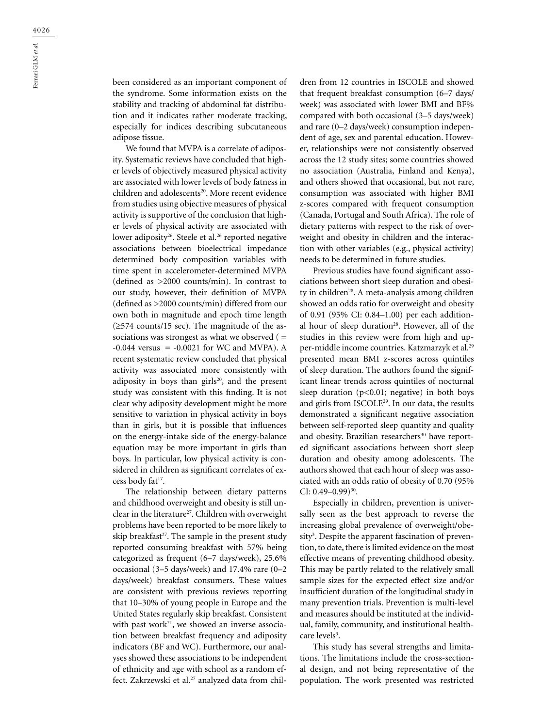been considered as an important component of the syndrome. Some information exists on the stability and tracking of abdominal fat distribution and it indicates rather moderate tracking, especially for indices describing subcutaneous adipose tissue.

We found that MVPA is a correlate of adiposity. Systematic reviews have concluded that higher levels of objectively measured physical activity are associated with lower levels of body fatness in children and adolescents[20]. More recent evidence from studies using objective measures of physical activity is supportive of the conclusion that higher levels of physical activity are associated with lower adiposity[26]. Steele et al.[26] reported negative associations between bioelectrical impedance determined body composition variables with time spent in accelerometer-determined MVPA (defined as >2000 counts/min). In contrast to our study, however, their definition of MVPA (defined as >2000 counts/min) differed from our own both in magnitude and epoch time length (≥574 counts/15 sec). The magnitude of the associations was strongest as what we observed ( = -0.044 versus  = -0.0021 for WC and MVPA). A recent systematic review concluded that physical activity was associated more consistently with adiposity in boys than girls[20], and the present study was consistent with this finding. It is not clear why adiposity development might be more sensitive to variation in physical activity in boys than in girls, but it is possible that influences on the energy-intake side of the energy-balance equation may be more important in girls than boys. In particular, low physical activity is considered in children as significant correlates of excess body fat[17].

The relationship between dietary patterns and childhood overweight and obesity is still unclear in the literature[27]. Children with overweight problems have been reported to be more likely to skip breakfast[27]. The sample in the present study reported consuming breakfast with 57% being categorized as frequent (6–7 days/week), 25.6% occasional (3–5 days/week) and 17.4% rare (0–2 days/week) breakfast consumers. These values are consistent with previous reviews reporting that 10–30% of young people in Europe and the United States regularly skip breakfast. Consistent with past work[21], we showed an inverse association between breakfast frequency and adiposity indicators (BF and WC). Furthermore, our analyses showed these associations to be independent of ethnicity and age with school as a random effect. Zakrzewski et al.[27] analyzed data from children from 12 countries in ISCOLE and showed that frequent breakfast consumption (6–7 days/week) was associated with lower BMI and BF% compared with both occasional (3–5 days/week) and rare (0–2 days/week) consumption independent of age, sex and parental education. However, relationships were not consistently observed across the 12 study sites; some countries showed no association (Australia, Finland and Kenya), and others showed that occasional, but not rare, consumption was associated with higher BMI z-scores compared with frequent consumption (Canada, Portugal and South Africa). The role of dietary patterns with respect to the risk of overweight and obesity in children and the interaction with other variables (e.g., physical activity) needs to be determined in future studies.

Previous studies have found significant associations between short sleep duration and obesity in children[28]. A meta-analysis among children showed an odds ratio for overweight and obesity of 0.91 (95% CI: 0.84–1.00) per each additional hour of sleep duration[28]. However, all of the studies in this review were from high and upper-middle income countries. Katzmarzyk et al.[29] presented mean BMI z-scores across quintiles of sleep duration. The authors found the significant linear trends across quintiles of nocturnal sleep duration ($p<0.01$; negative) in both boys and girls from ISCOLE[29]. In our data, the results demonstrated a significant negative association between self-reported sleep quantity and quality and obesity. Brazilian researchers[30] have reported significant associations between short sleep duration and obesity among adolescents. The authors showed that each hour of sleep was associated with an odds ratio of obesity of 0.70 (95% CI: 0.49–0.99)[30].

Especially in children, prevention is universally seen as the best approach to reverse the increasing global prevalence of overweight/obesity[3]. Despite the apparent fascination of prevention, to date, there is limited evidence on the most effective means of preventing childhood obesity. This may be partly related to the relatively small sample sizes for the expected effect size and/or insufficient duration of the longitudinal study in many prevention trials. Prevention is multi-level and measures should be instituted at the individual, family, community, and institutional healthcare levels[3].

This study has several strengths and limitations. The limitations include the cross-sectional design, and not being representative of the population. The work presented was restricted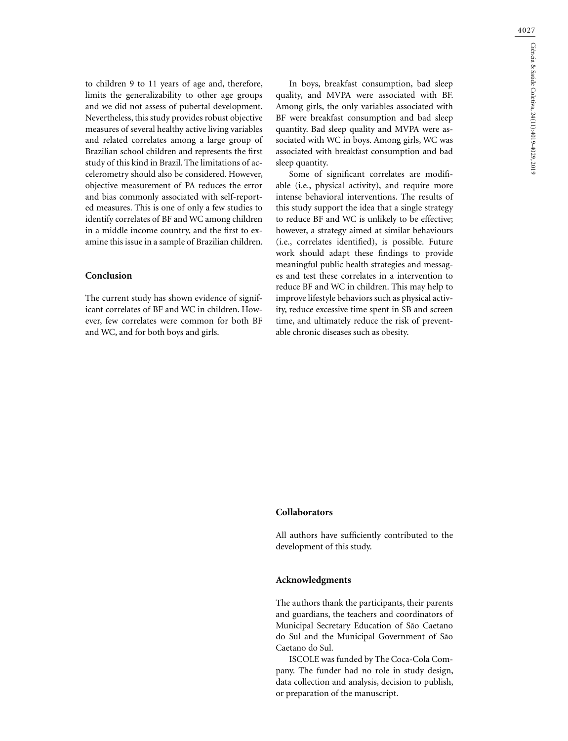to children 9 to 11 years of age and, therefore, limits the generalizability to other age groups and we did not assess of pubertal development. Nevertheless, this study provides robust objective measures of several healthy active living variables and related correlates among a large group of Brazilian school children and represents the first study of this kind in Brazil. The limitations of accelerometry should also be considered. However, objective measurement of PA reduces the error and bias commonly associated with self-reported measures. This is one of only a few studies to identify correlates of BF and WC among children in a middle income country, and the first to examine this issue in a sample of Brazilian children.

## Conclusion

The current study has shown evidence of significant correlates of BF and WC in children. However, few correlates were common for both BF and WC, and for both boys and girls.

In boys, breakfast consumption, bad sleep quality, and MVPA were associated with BF. Among girls, the only variables associated with BF were breakfast consumption and bad sleep quantity. Bad sleep quality and MVPA were associated with WC in boys. Among girls, WC was associated with breakfast consumption and bad sleep quantity.

Some of significant correlates are modifiable (i.e., physical activity), and require more intense behavioral interventions. The results of this study support the idea that a single strategy to reduce BF and WC is unlikely to be effective; however, a strategy aimed at similar behaviours (i.e., correlates identified), is possible. Future work should adapt these findings to provide meaningful public health strategies and messages and test these correlates in a intervention to reduce BF and WC in children. This may help to improve lifestyle behaviors such as physical activity, reduce excessive time spent in SB and screen time, and ultimately reduce the risk of preventable chronic diseases such as obesity.

## Collaborators

All authors have sufficiently contributed to the development of this study.

## Acknowledgments

The authors thank the participants, their parents and guardians, the teachers and coordinators of Municipal Secretary Education of São Caetano do Sul and the Municipal Government of São Caetano do Sul.

ISCOLE was funded by The Coca-Cola Company. The funder had no role in study design, data collection and analysis, decision to publish, or preparation of the manuscript.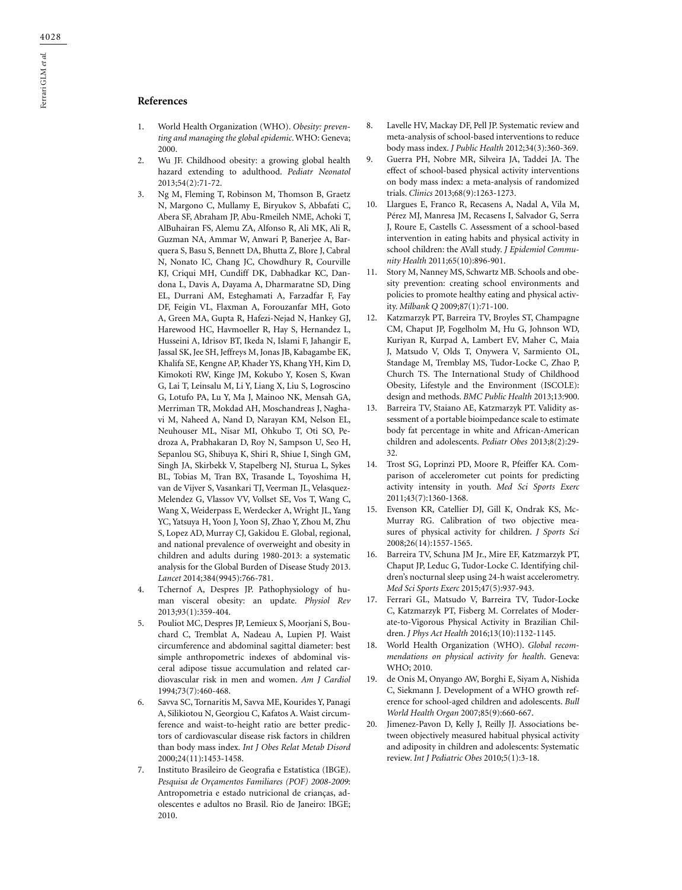## References

1. World Health Organization (WHO). *Obesity: preventing and managing the global epidemic*. WHO: Geneva; 2000.
2. Wu JF. Childhood obesity: a growing global health hazard extending to adulthood. *Pediatr Neonatol* 2013;54(2):71-72.
3. Ng M, Fleming T, Robinson M, Thomson B, Graetz N, Margono C, Mullamy E, Biryukov S, Abbafati C, Abera SF, Abraham JP, Abu-Rmeileh NME, Achoki T, AlBuhairan FS, Alemu ZA, Alfonso R, Ali MK, Ali R, Guzman NA, Ammar W, Anwari P, Banerjee A, Barquera S, Basu S, Bennett DA, Bhutta Z, Blore J, Cabral N, Nonato IC, Chang JC, Chowdhury R, Courville KJ, Criqui MH, Cundiff DK, Dabhadkar KC, Dandona L, Davis A, Dayama A, Dharmaratne SD, Ding EL, Durrani AM, Esteghamati A, Farzadfar F, Fay DF, Feigin VL, Flaxman A, Forouzanfar MH, Goto A, Green MA, Gupta R, Hafezi-Nejad N, Hankey GJ, Harewood HC, Havmoeller R, Hay S, Hernandez L, Husseini A, Idrisov BT, Ikeda N, Islami F, Jahangir E, Jassal SK, Jee SH, Jeffreys M, Jonas JB, Kabagambe EK, Khalifa SE, Kengne AP, Khader YS, Khang YH, Kim D, Kimokoti RW, Kinge JM, Kokubo Y, Kosen S, Kwan G, Lai T, Leinsalu M, Li Y, Liang X, Liu S, Logroscino G, Lotufo PA, Lu Y, Ma J, Mainoo NK, Mensah GA, Merriman TR, Mokdad AH, Moschandreas J, Naghavi M, Naheed A, Nand D, Narayan KM, Nelson EL, Neuhouser ML, Nisar MI, Ohkubo T, Oti SO, Pedroza A, Prabhakaran D, Roy N, Sampson U, Seo H, Sepanlou SG, Shibuya K, Shiri R, Shiue I, Singh GM, Singh JA, Skirbekk V, Stapelberg NJ, Sturua L, Sykes BL, Tobias M, Tran BX, Trasande L, Toyoshima H, van de Vijver S, Vasankari TJ, Veerman JL, Velasquez-Melendez G, Vlassov VV, Vollset SE, Vos T, Wang C, Wang X, Weiderpass E, Werdecker A, Wright JL, Yang YC, Yatsuya H, Yoon J, Yoon SJ, Zhao Y, Zhou M, Zhu S, Lopez AD, Murray CJ, Gakidou E. Global, regional, and national prevalence of overweight and obesity in children and adults during 1980-2013: a systematic analysis for the Global Burden of Disease Study 2013. *Lancet* 2014;384(9945):766-781.
4. Tchernof A, Despres JP. Pathophysiology of human visceral obesity: an update. *Physiol Rev* 2013;93(1):359-404.
5. Pouliot MC, Despres JP, Lemieux S, Moorjani S, Bouchard C, Tremblat A, Nadeau A, Lupien PJ. Waist circumference and abdominal sagittal diameter: best simple anthropometric indexes of abdominal visceral adipose tissue accumulation and related cardiovascular risk in men and women. *Am J Cardiol* 1994;73(7):460-468.
6. Savva SC, Tornaritis M, Savva ME, Kourides Y, Panagi A, Silikiotou N, Georgiou C, Kafatos A. Waist circumference and waist-to-height ratio are better predictors of cardiovascular disease risk factors in children than body mass index. *Int J Obes Relat Metab Disord* 2000;24(11):1453-1458.
7. Instituto Brasileiro de Geografia e Estatística (IBGE). *Pesquisa de Orçamentos Familiares (POF) 2008-2009*: Antropometria e estado nutricional de crianças, adolescentes e adultos no Brasil. Rio de Janeiro: IBGE; 2010.
8. Lavelle HV, Mackay DF, Pell JP. Systematic review and meta-analysis of school-based interventions to reduce body mass index. *J Public Health* 2012;34(3):360-369.
9. Guerra PH, Nobre MR, Silveira JA, Taddei JA. The effect of school-based physical activity interventions on body mass index: a meta-analysis of randomized trials. *Clinics* 2013;68(9):1263-1273.
10. Llargues E, Franco R, Recasens A, Nadal A, Vila M, Pérez MJ, Manresa JM, Recasens I, Salvador G, Serra J, Roure E, Castells C. Assessment of a school-based intervention in eating habits and physical activity in school children: the AVall study. *J Epidemiol Community Health* 2011;65(10):896-901.
11. Story M, Nanney MS, Schwartz MB. Schools and obesity prevention: creating school environments and policies to promote healthy eating and physical activity. *Milbank Q* 2009;87(1):71-100.
12. Katzmarzyk PT, Barreira TV, Broyles ST, Champagne CM, Chaput JP, Fogelholm M, Hu G, Johnson WD, Kuriyan R, Kurpad A, Lambert EV, Maher C, Maia J, Matsudo V, Olds T, Onywera V, Sarmiento OL, Standage M, Tremblay MS, Tudor-Locke C, Zhao P, Church TS. The International Study of Childhood Obesity, Lifestyle and the Environment (ISCOLE): design and methods. *BMC Public Health* 2013;13:900.
13. Barreira TV, Staiano AE, Katzmarzyk PT. Validity assessment of a portable bioimpedance scale to estimate body fat percentage in white and African-American children and adolescents. *Pediatr Obes* 2013;8(2):29-32.
14. Trost SG, Loprinzi PD, Moore R, Pfeiffer KA. Comparison of accelerometer cut points for predicting activity intensity in youth. *Med Sci Sports Exerc* 2011;43(7):1360-1368.
15. Evenson KR, Catellier DJ, Gill K, Ondrak KS, McMurray RG. Calibration of two objective measures of physical activity for children. *J Sports Sci* 2008;26(14):1557-1565.
16. Barreira TV, Schuna JM Jr., Mire EF, Katzmarzyk PT, Chaput JP, Leduc G, Tudor-Locke C. Identifying children's nocturnal sleep using 24-h waist accelerometry. *Med Sci Sports Exerc* 2015;47(5):937-943.
17. Ferrari GL, Matsudo V, Barreira TV, Tudor-Locke C, Katzmarzyk PT, Fisberg M. Correlates of Moderate-to-Vigorous Physical Activity in Brazilian Children. *J Phys Act Health* 2016;13(10):1132-1145.
18. World Health Organization (WHO). *Global recommendations on physical activity for health*. Geneva: WHO; 2010.
19. de Onis M, Onyango AW, Borghi E, Siyam A, Nishida C, Siekmann J. Development of a WHO growth reference for school-aged children and adolescents. *Bull World Health Organ* 2007;85(9):660-667.
20. Jimenez-Pavon D, Kelly J, Reilly JJ. Associations between objectively measured habitual physical activity and adiposity in children and adolescents: Systematic review. *Int J Pediatric Obes* 2010;5(1):3-18.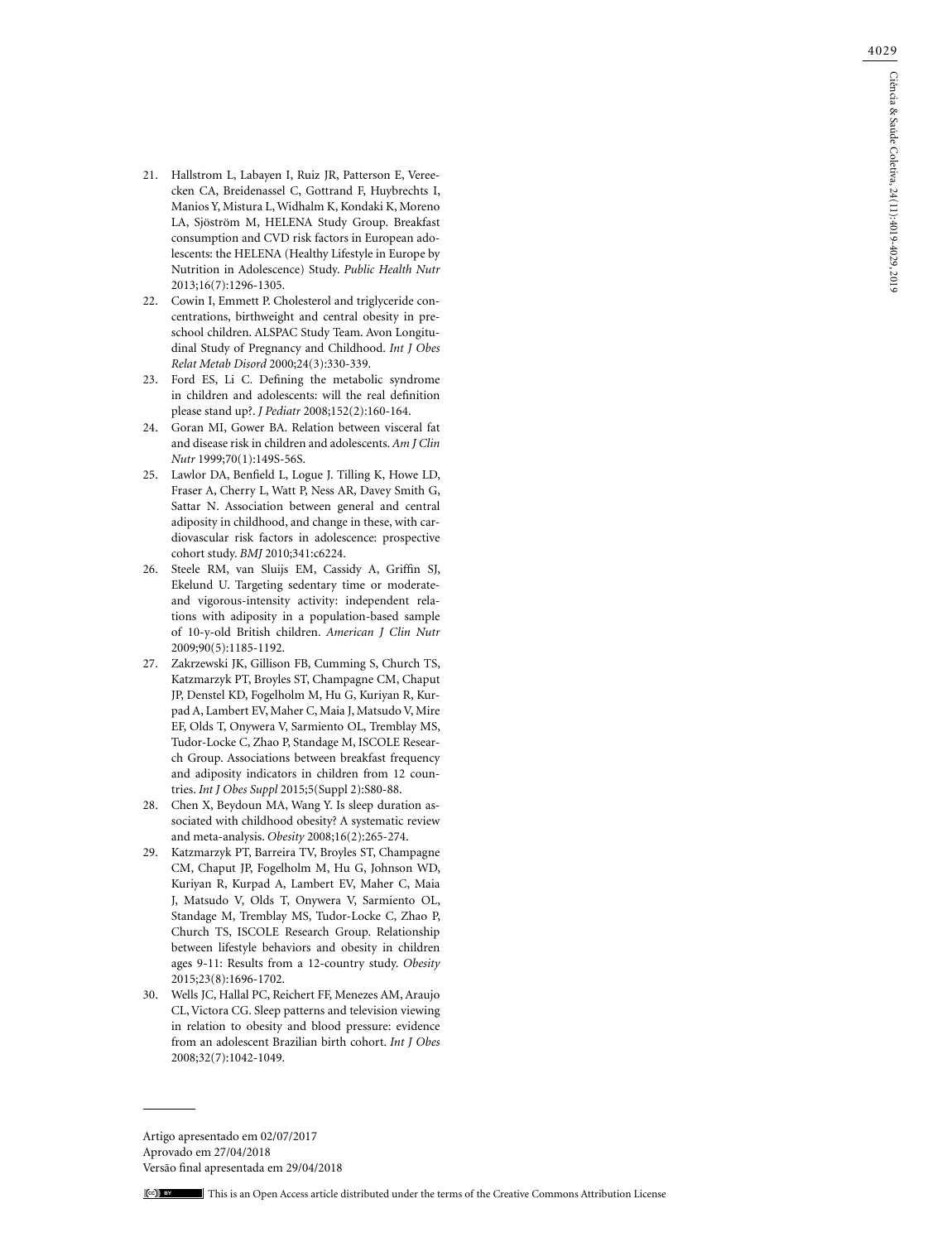21. Hallstrom L, Labayen I, Ruiz JR, Patterson E, Vereecken CA, Breidenassel C, Gottrand F, Huybrechts I, Manios Y, Mistura L, Widhalm K, Kondaki K, Moreno LA, Sjöström M, HELENA Study Group. Breakfast consumption and CVD risk factors in European adolescents: the HELENA (Healthy Lifestyle in Europe by Nutrition in Adolescence) Study. *Public Health Nutr* 2013;16(7):1296-1305.
22. Cowin I, Emmett P. Cholesterol and triglyceride concentrations, birthweight and central obesity in pre-school children. ALSPAC Study Team. Avon Longitudinal Study of Pregnancy and Childhood. *Int J Obes Relat Metab Disord* 2000;24(3):330-339.
23. Ford ES, Li C. Defining the metabolic syndrome in children and adolescents: will the real definition please stand up?. *J Pediatr* 2008;152(2):160-164.
24. Goran MI, Gower BA. Relation between visceral fat and disease risk in children and adolescents. *Am J Clin Nutr* 1999;70(1):149S-56S.
25. Lawlor DA, Benfield L, Logue J. Tilling K, Howe LD, Fraser A, Cherry L, Watt P, Ness AR, Davey Smith G, Sattar N. Association between general and central adiposity in childhood, and change in these, with cardiovascular risk factors in adolescence: prospective cohort study. *BMJ* 2010;341:c6224.
26. Steele RM, van Sluijs EM, Cassidy A, Griffin SJ, Ekelund U. Targeting sedentary time or moderate- and vigorous-intensity activity: independent relations with adiposity in a population-based sample of 10-y-old British children. *American J Clin Nutr* 2009;90(5):1185-1192.
27. Zakrzewski JK, Gillison FB, Cumming S, Church TS, Katzmarzyk PT, Broyles ST, Champagne CM, Chaput JP, Denstel KD, Fogelholm M, Hu G, Kuriyan R, Kurpad A, Lambert EV, Maher C, Maia J, Matsudo V, Mire EF, Olds T, Onywera V, Sarmiento OL, Tremblay MS, Tudor-Locke C, Zhao P, Standage M, ISCOLE Research Group. Associations between breakfast frequency and adiposity indicators in children from 12 countries. *Int J Obes Suppl* 2015;5(Suppl 2):S80-88.
28. Chen X, Beydoun MA, Wang Y. Is sleep duration associated with childhood obesity? A systematic review and meta-analysis. *Obesity* 2008;16(2):265-274.
29. Katzmarzyk PT, Barreira TV, Broyles ST, Champagne CM, Chaput JP, Fogelholm M, Hu G, Johnson WD, Kuriyan R, Kurpad A, Lambert EV, Maher C, Maia J, Matsudo V, Olds T, Onywera V, Sarmiento OL, Standage M, Tremblay MS, Tudor-Locke C, Zhao P, Church TS, ISCOLE Research Group. Relationship between lifestyle behaviors and obesity in children ages 9-11: Results from a 12-country study. *Obesity* 2015;23(8):1696-1702.
30. Wells JC, Hallal PC, Reichert FF, Menezes AM, Araujo CL, Victora CG. Sleep patterns and television viewing in relation to obesity and blood pressure: evidence from an adolescent Brazilian birth cohort. *Int J Obes* 2008;32(7):1042-1049.

Artigo apresentado em 02/07/2017
Aprovado em 27/04/2018
Versão final apresentada em 29/04/2018

This is an Open Access article distributed under the terms of the Creative Commons Attribution License